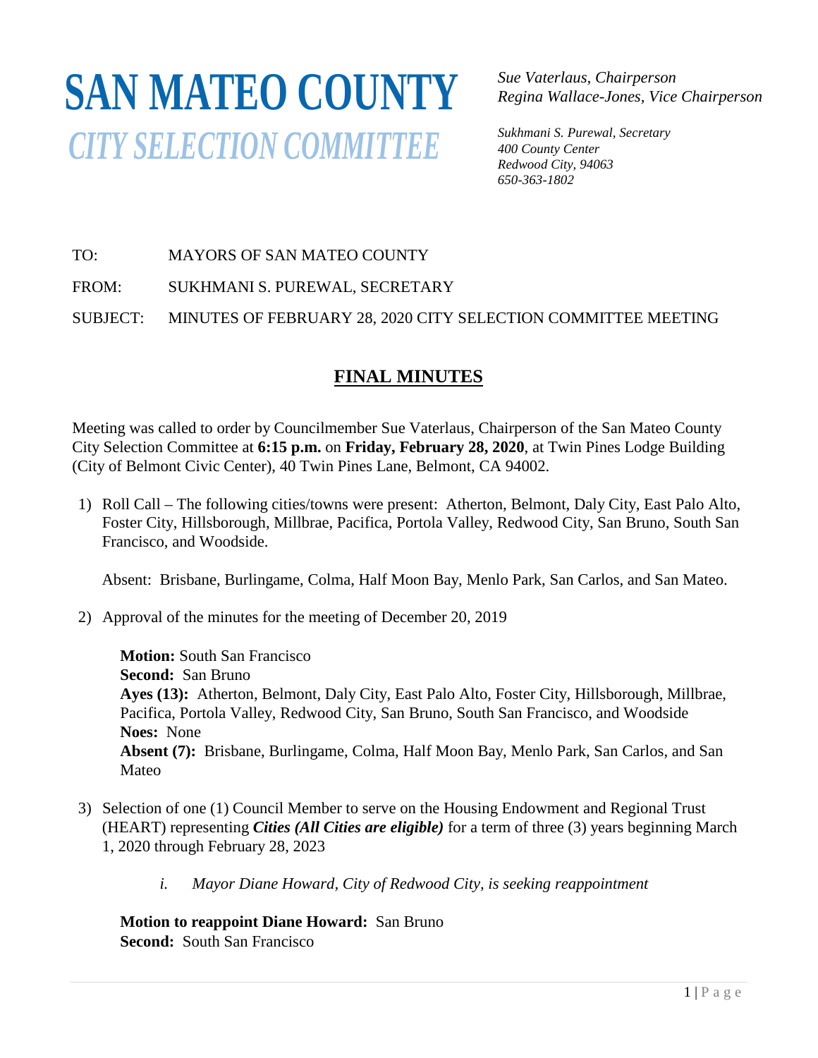# SAN MATEO COUNTY

## *CITY SELECTION COMMITTEE*

*Sue Vaterlaus, Chairperson*
*Regina Wallace-Jones, Vice Chairperson*

*Sukhmani S. Purewal, Secretary*
*400 County Center*
*Redwood City, 94063*
*650-363-1802*

TO: MAYORS OF SAN MATEO COUNTY

FROM: SUKHMANI S. PUREWAL, SECRETARY

SUBJECT: MINUTES OF FEBRUARY 28, 2020 CITY SELECTION COMMITTEE MEETING

## FINAL MINUTES

Meeting was called to order by Councilmember Sue Vaterlaus, Chairperson of the San Mateo County City Selection Committee at **6:15 p.m.** on **Friday, February 28, 2020**, at Twin Pines Lodge Building (City of Belmont Civic Center), 40 Twin Pines Lane, Belmont, CA 94002.

1) Roll Call – The following cities/towns were present: Atherton, Belmont, Daly City, East Palo Alto, Foster City, Hillsborough, Millbrae, Pacifica, Portola Valley, Redwood City, San Bruno, South San Francisco, and Woodside.

   Absent: Brisbane, Burlingame, Colma, Half Moon Bay, Menlo Park, San Carlos, and San Mateo.

2) Approval of the minutes for the meeting of December 20, 2019

   **Motion:** South San Francisco
   **Second:** San Bruno
   **Ayes (13):** Atherton, Belmont, Daly City, East Palo Alto, Foster City, Hillsborough, Millbrae, Pacifica, Portola Valley, Redwood City, San Bruno, South San Francisco, and Woodside
   **Noes:** None
   **Absent (7):** Brisbane, Burlingame, Colma, Half Moon Bay, Menlo Park, San Carlos, and San Mateo

3) Selection of one (1) Council Member to serve on the Housing Endowment and Regional Trust (HEART) representing ***Cities (All Cities are eligible)*** for a term of three (3) years beginning March 1, 2020 through February 28, 2023

   *i. Mayor Diane Howard, City of Redwood City, is seeking reappointment*

   **Motion to reappoint Diane Howard:** San Bruno
   **Second:** South San Francisco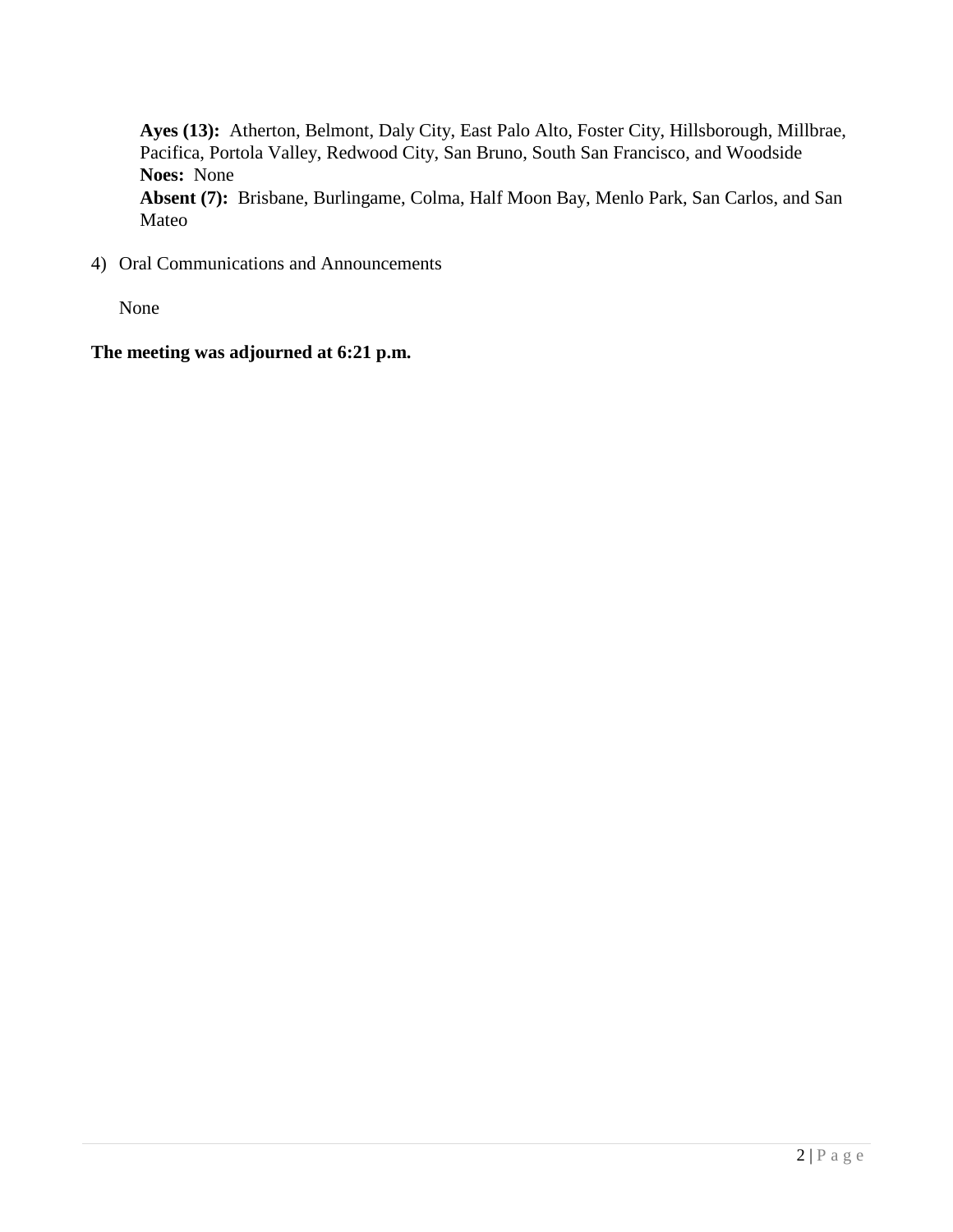**Ayes (13):** Atherton, Belmont, Daly City, East Palo Alto, Foster City, Hillsborough, Millbrae, Pacifica, Portola Valley, Redwood City, San Bruno, South San Francisco, and Woodside
**Noes:** None
**Absent (7):** Brisbane, Burlingame, Colma, Half Moon Bay, Menlo Park, San Carlos, and San Mateo

4) Oral Communications and Announcements

None

**The meeting was adjourned at 6:21 p.m.**